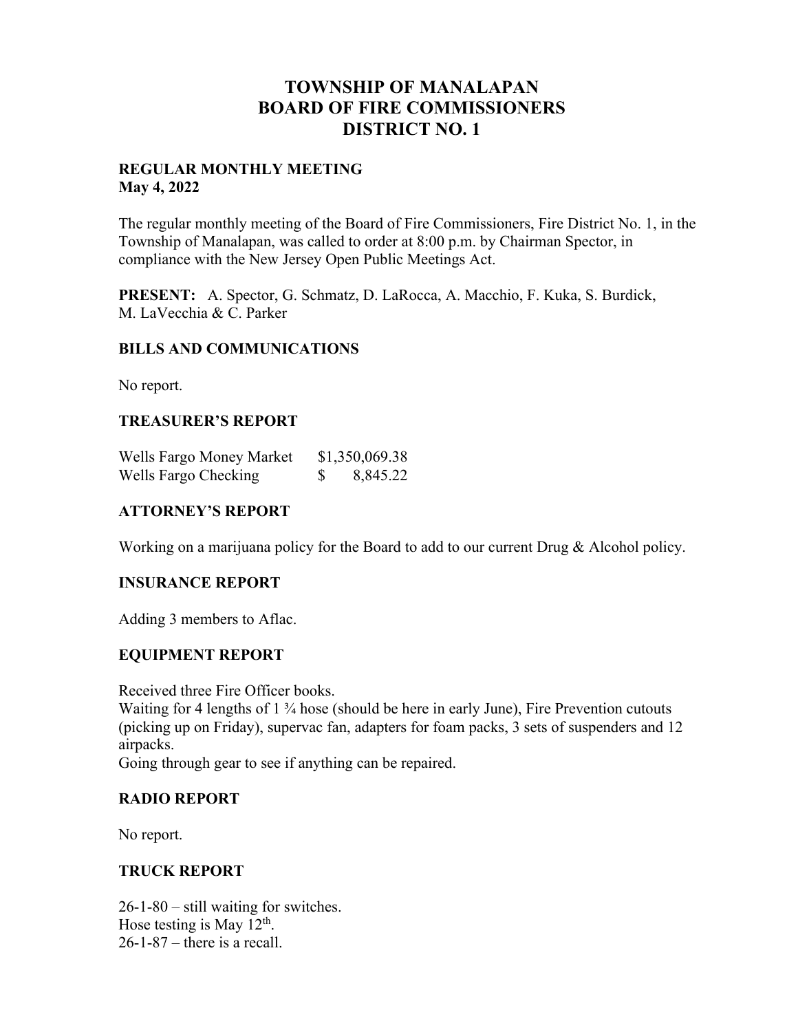# TOWNSHIP OF MANALAPAN
# BOARD OF FIRE COMMISSIONERS
# DISTRICT NO. 1

**REGULAR MONTHLY MEETING**
**May 4, 2022**

The regular monthly meeting of the Board of Fire Commissioners, Fire District No. 1, in the Township of Manalapan, was called to order at 8:00 p.m. by Chairman Spector, in compliance with the New Jersey Open Public Meetings Act.

**PRESENT:** A. Spector, G. Schmatz, D. LaRocca, A. Macchio, F. Kuka, S. Burdick, M. LaVecchia & C. Parker

## BILLS AND COMMUNICATIONS

No report.

## TREASURER'S REPORT

| | |
|---|---|
| Wells Fargo Money Market | $1,350,069.38 |
| Wells Fargo Checking | $ 8,845.22 |

## ATTORNEY'S REPORT

Working on a marijuana policy for the Board to add to our current Drug & Alcohol policy.

## INSURANCE REPORT

Adding 3 members to Aflac.

## EQUIPMENT REPORT

Received three Fire Officer books.
Waiting for 4 lengths of 1 ¾ hose (should be here in early June), Fire Prevention cutouts (picking up on Friday), supervac fan, adapters for foam packs, 3 sets of suspenders and 12 airpacks.
Going through gear to see if anything can be repaired.

## RADIO REPORT

No report.

## TRUCK REPORT

26-1-80 – still waiting for switches.
Hose testing is May 12th.
26-1-87 – there is a recall.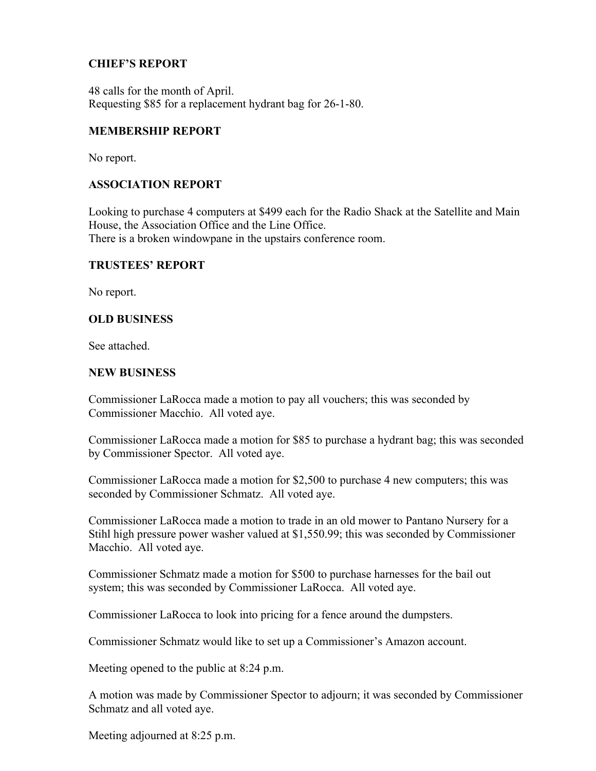**CHIEF'S REPORT**

48 calls for the month of April.
Requesting $85 for a replacement hydrant bag for 26-1-80.

**MEMBERSHIP REPORT**

No report.

**ASSOCIATION REPORT**

Looking to purchase 4 computers at $499 each for the Radio Shack at the Satellite and Main House, the Association Office and the Line Office.
There is a broken windowpane in the upstairs conference room.

**TRUSTEES' REPORT**

No report.

**OLD BUSINESS**

See attached.

**NEW BUSINESS**

Commissioner LaRocca made a motion to pay all vouchers; this was seconded by Commissioner Macchio. All voted aye.

Commissioner LaRocca made a motion for $85 to purchase a hydrant bag; this was seconded by Commissioner Spector. All voted aye.

Commissioner LaRocca made a motion for $2,500 to purchase 4 new computers; this was seconded by Commissioner Schmatz. All voted aye.

Commissioner LaRocca made a motion to trade in an old mower to Pantano Nursery for a Stihl high pressure power washer valued at $1,550.99; this was seconded by Commissioner Macchio. All voted aye.

Commissioner Schmatz made a motion for $500 to purchase harnesses for the bail out system; this was seconded by Commissioner LaRocca. All voted aye.

Commissioner LaRocca to look into pricing for a fence around the dumpsters.

Commissioner Schmatz would like to set up a Commissioner's Amazon account.

Meeting opened to the public at 8:24 p.m.

A motion was made by Commissioner Spector to adjourn; it was seconded by Commissioner Schmatz and all voted aye.

Meeting adjourned at 8:25 p.m.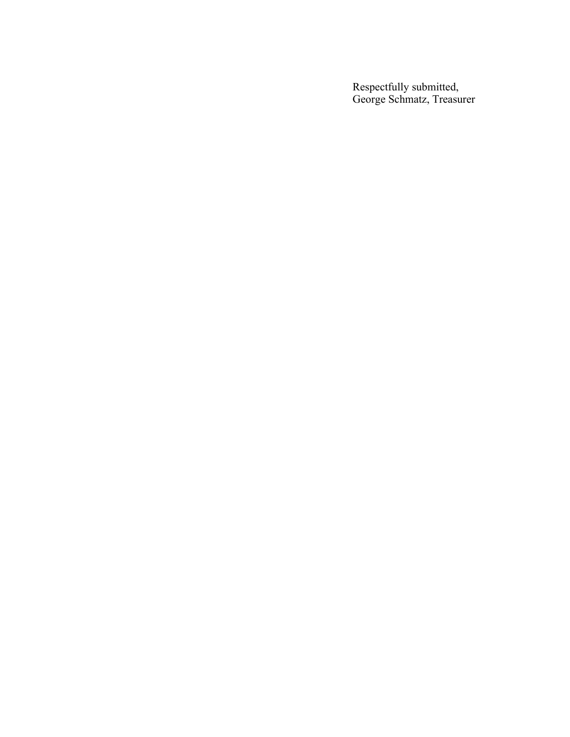Respectfully submitted,
George Schmatz, Treasurer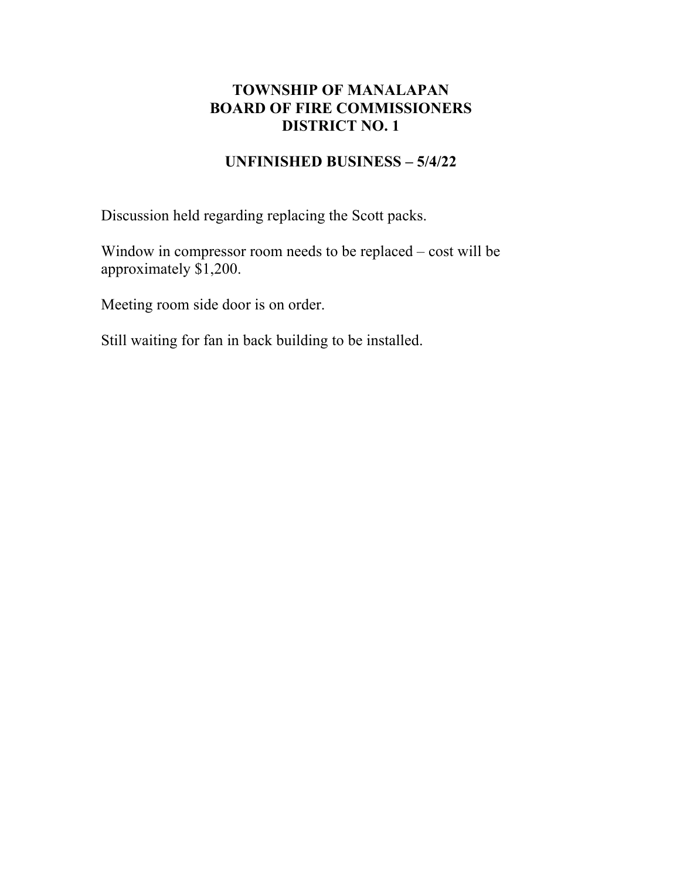# TOWNSHIP OF MANALAPAN
# BOARD OF FIRE COMMISSIONERS
# DISTRICT NO. 1

## UNFINISHED BUSINESS – 5/4/22

Discussion held regarding replacing the Scott packs.

Window in compressor room needs to be replaced – cost will be approximately $1,200.

Meeting room side door is on order.

Still waiting for fan in back building to be installed.